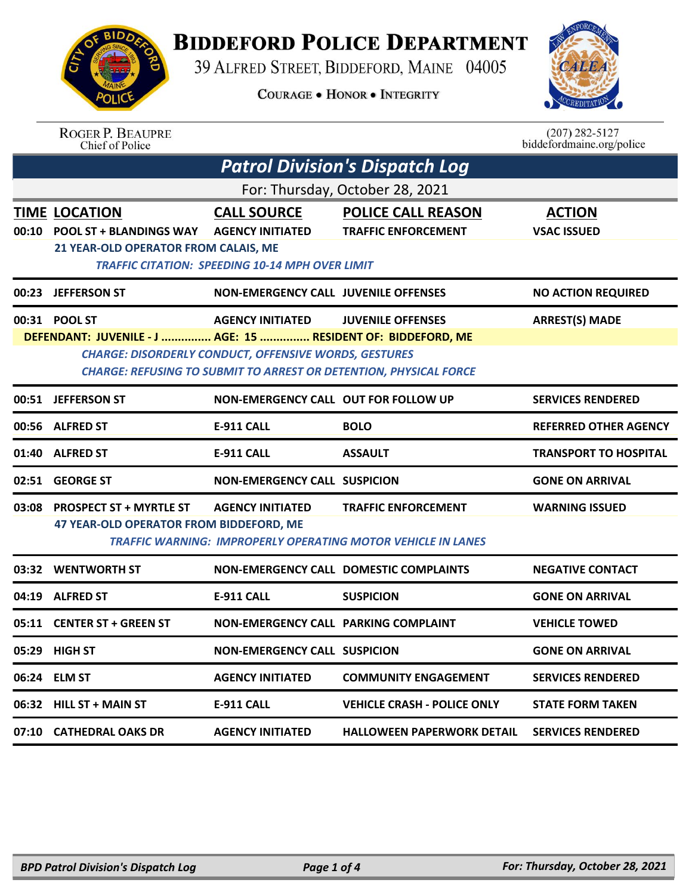# BIDDEFORD POLICE DEPARTMENT

39 ALFRED STREET, BIDDEFORD, MAINE 04005

COURAGE • HONOR • INTEGRITY

ROGER P. BEAUPRE
Chief of Police

(207) 282-5127
biddefordmaine.org/police

## *Patrol Division's Dispatch Log*

For: Thursday, October 28, 2021

| TIME | LOCATION | CALL SOURCE | POLICE CALL REASON | ACTION |
|---|---|---|---|---|
| 00:10 | POOL ST + BLANDINGS WAY | AGENCY INITIATED | TRAFFIC ENFORCEMENT | VSAC ISSUED |
| | 21 YEAR-OLD OPERATOR FROM CALAIS, ME | | | |
| | *TRAFFIC CITATION: SPEEDING 10-14 MPH OVER LIMIT* | | | |
| 00:23 | JEFFERSON ST | NON-EMERGENCY CALL | JUVENILE OFFENSES | NO ACTION REQUIRED |
| 00:31 | POOL ST | AGENCY INITIATED | JUVENILE OFFENSES | ARREST(S) MADE |
| | DEFENDANT: JUVENILE - J ............... AGE: 15 ............... RESIDENT OF: BIDDEFORD, ME | | | |
| | *CHARGE: DISORDERLY CONDUCT, OFFENSIVE WORDS, GESTURES* | | | |
| | *CHARGE: REFUSING TO SUBMIT TO ARREST OR DETENTION, PHYSICAL FORCE* | | | |
| 00:51 | JEFFERSON ST | NON-EMERGENCY CALL | OUT FOR FOLLOW UP | SERVICES RENDERED |
| 00:56 | ALFRED ST | E-911 CALL | BOLO | REFERRED OTHER AGENCY |
| 01:40 | ALFRED ST | E-911 CALL | ASSAULT | TRANSPORT TO HOSPITAL |
| 02:51 | GEORGE ST | NON-EMERGENCY CALL | SUSPICION | GONE ON ARRIVAL |
| 03:08 | PROSPECT ST + MYRTLE ST | AGENCY INITIATED | TRAFFIC ENFORCEMENT | WARNING ISSUED |
| | 47 YEAR-OLD OPERATOR FROM BIDDEFORD, ME | | | |
| | *TRAFFIC WARNING: IMPROPERLY OPERATING MOTOR VEHICLE IN LANES* | | | |
| 03:32 | WENTWORTH ST | NON-EMERGENCY CALL | DOMESTIC COMPLAINTS | NEGATIVE CONTACT |
| 04:19 | ALFRED ST | E-911 CALL | SUSPICION | GONE ON ARRIVAL |
| 05:11 | CENTER ST + GREEN ST | NON-EMERGENCY CALL | PARKING COMPLAINT | VEHICLE TOWED |
| 05:29 | HIGH ST | NON-EMERGENCY CALL | SUSPICION | GONE ON ARRIVAL |
| 06:24 | ELM ST | AGENCY INITIATED | COMMUNITY ENGAGEMENT | SERVICES RENDERED |
| 06:32 | HILL ST + MAIN ST | E-911 CALL | VEHICLE CRASH - POLICE ONLY | STATE FORM TAKEN |
| 07:10 | CATHEDRAL OAKS DR | AGENCY INITIATED | HALLOWEEN PAPERWORK DETAIL | SERVICES RENDERED |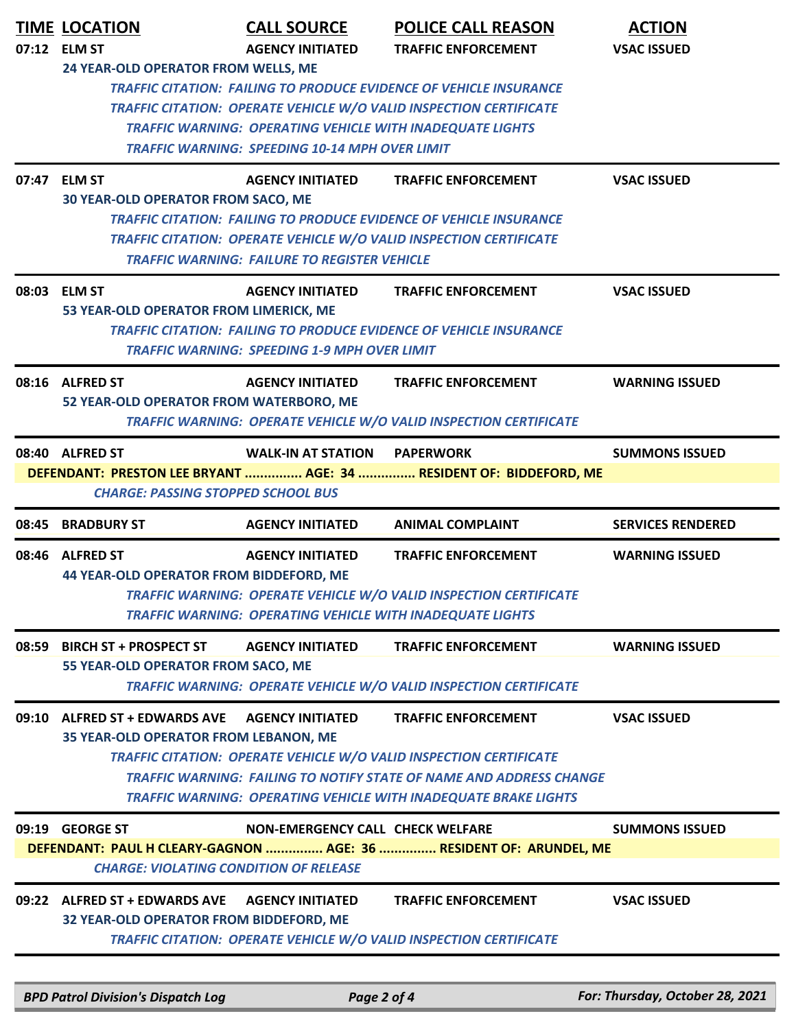| TIME | LOCATION | CALL SOURCE | POLICE CALL REASON | ACTION |
|---|---|---|---|---|
| 07:12 | ELM ST | AGENCY INITIATED | TRAFFIC ENFORCEMENT | VSAC ISSUED |

24 YEAR-OLD OPERATOR FROM WELLS, ME

*TRAFFIC CITATION: FAILING TO PRODUCE EVIDENCE OF VEHICLE INSURANCE*
*TRAFFIC CITATION: OPERATE VEHICLE W/O VALID INSPECTION CERTIFICATE*
*TRAFFIC WARNING: OPERATING VEHICLE WITH INADEQUATE LIGHTS*
*TRAFFIC WARNING: SPEEDING 10-14 MPH OVER LIMIT*

| TIME | LOCATION | CALL SOURCE | POLICE CALL REASON | ACTION |
|---|---|---|---|---|
| 07:47 | ELM ST | AGENCY INITIATED | TRAFFIC ENFORCEMENT | VSAC ISSUED |

30 YEAR-OLD OPERATOR FROM SACO, ME

*TRAFFIC CITATION: FAILING TO PRODUCE EVIDENCE OF VEHICLE INSURANCE*
*TRAFFIC CITATION: OPERATE VEHICLE W/O VALID INSPECTION CERTIFICATE*
*TRAFFIC WARNING: FAILURE TO REGISTER VEHICLE*

| TIME | LOCATION | CALL SOURCE | POLICE CALL REASON | ACTION |
|---|---|---|---|---|
| 08:03 | ELM ST | AGENCY INITIATED | TRAFFIC ENFORCEMENT | VSAC ISSUED |

53 YEAR-OLD OPERATOR FROM LIMERICK, ME

*TRAFFIC CITATION: FAILING TO PRODUCE EVIDENCE OF VEHICLE INSURANCE*
*TRAFFIC WARNING: SPEEDING 1-9 MPH OVER LIMIT*

| TIME | LOCATION | CALL SOURCE | POLICE CALL REASON | ACTION |
|---|---|---|---|---|
| 08:16 | ALFRED ST | AGENCY INITIATED | TRAFFIC ENFORCEMENT | WARNING ISSUED |

52 YEAR-OLD OPERATOR FROM WATERBORO, ME

*TRAFFIC WARNING: OPERATE VEHICLE W/O VALID INSPECTION CERTIFICATE*

| TIME | LOCATION | CALL SOURCE | POLICE CALL REASON | ACTION |
|---|---|---|---|---|
| 08:40 | ALFRED ST | WALK-IN AT STATION | PAPERWORK | SUMMONS ISSUED |

**DEFENDANT: PRESTON LEE BRYANT ............... AGE: 34 ............... RESIDENT OF: BIDDEFORD, ME**

*CHARGE: PASSING STOPPED SCHOOL BUS*

| TIME | LOCATION | CALL SOURCE | POLICE CALL REASON | ACTION |
|---|---|---|---|---|
| 08:45 | BRADBURY ST | AGENCY INITIATED | ANIMAL COMPLAINT | SERVICES RENDERED |
| 08:46 | ALFRED ST | AGENCY INITIATED | TRAFFIC ENFORCEMENT | WARNING ISSUED |

44 YEAR-OLD OPERATOR FROM BIDDEFORD, ME

*TRAFFIC WARNING: OPERATE VEHICLE W/O VALID INSPECTION CERTIFICATE*
*TRAFFIC WARNING: OPERATING VEHICLE WITH INADEQUATE LIGHTS*

| TIME | LOCATION | CALL SOURCE | POLICE CALL REASON | ACTION |
|---|---|---|---|---|
| 08:59 | BIRCH ST + PROSPECT ST | AGENCY INITIATED | TRAFFIC ENFORCEMENT | WARNING ISSUED |

55 YEAR-OLD OPERATOR FROM SACO, ME

*TRAFFIC WARNING: OPERATE VEHICLE W/O VALID INSPECTION CERTIFICATE*

| TIME | LOCATION | CALL SOURCE | POLICE CALL REASON | ACTION |
|---|---|---|---|---|
| 09:10 | ALFRED ST + EDWARDS AVE | AGENCY INITIATED | TRAFFIC ENFORCEMENT | VSAC ISSUED |

35 YEAR-OLD OPERATOR FROM LEBANON, ME

*TRAFFIC CITATION: OPERATE VEHICLE W/O VALID INSPECTION CERTIFICATE*
*TRAFFIC WARNING: FAILING TO NOTIFY STATE OF NAME AND ADDRESS CHANGE*
*TRAFFIC WARNING: OPERATING VEHICLE WITH INADEQUATE BRAKE LIGHTS*

| TIME | LOCATION | CALL SOURCE | POLICE CALL REASON | ACTION |
|---|---|---|---|---|
| 09:19 | GEORGE ST | NON-EMERGENCY CALL | CHECK WELFARE | SUMMONS ISSUED |

**DEFENDANT: PAUL H CLEARY-GAGNON ............... AGE: 36 ............... RESIDENT OF: ARUNDEL, ME**

*CHARGE: VIOLATING CONDITION OF RELEASE*

| TIME | LOCATION | CALL SOURCE | POLICE CALL REASON | ACTION |
|---|---|---|---|---|
| 09:22 | ALFRED ST + EDWARDS AVE | AGENCY INITIATED | TRAFFIC ENFORCEMENT | VSAC ISSUED |

32 YEAR-OLD OPERATOR FROM BIDDEFORD, ME

*TRAFFIC CITATION: OPERATE VEHICLE W/O VALID INSPECTION CERTIFICATE*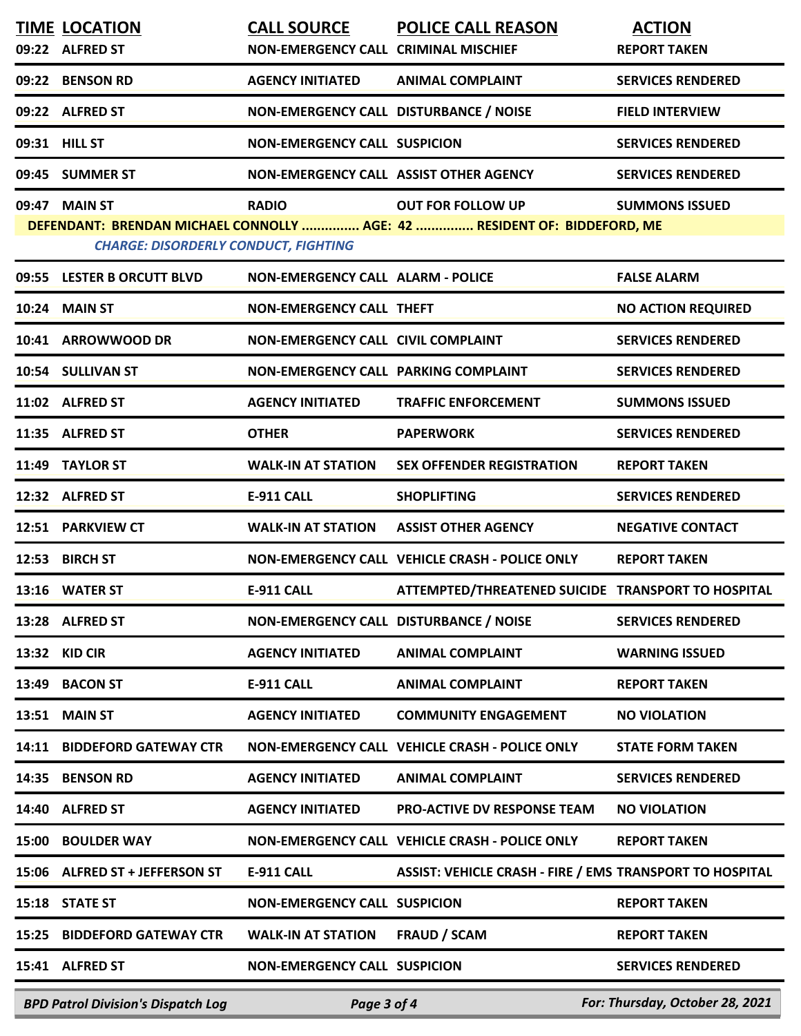| TIME | LOCATION | CALL SOURCE | POLICE CALL REASON | ACTION |
|---|---|---|---|---|
| 09:22 | ALFRED ST | NON-EMERGENCY CALL | CRIMINAL MISCHIEF | REPORT TAKEN |
| 09:22 | BENSON RD | AGENCY INITIATED | ANIMAL COMPLAINT | SERVICES RENDERED |
| 09:22 | ALFRED ST | NON-EMERGENCY CALL | DISTURBANCE / NOISE | FIELD INTERVIEW |
| 09:31 | HILL ST | NON-EMERGENCY CALL | SUSPICION | SERVICES RENDERED |
| 09:45 | SUMMER ST | NON-EMERGENCY CALL | ASSIST OTHER AGENCY | SERVICES RENDERED |
| 09:47 | MAIN ST | RADIO | OUT FOR FOLLOW UP | SUMMONS ISSUED |
| DEFENDANT: BRENDAN MICHAEL CONNOLLY ............... AGE: 42 ............... RESIDENT OF: BIDDEFORD, ME | | | | |
| *CHARGE: DISORDERLY CONDUCT, FIGHTING* | | | | |
| 09:55 | LESTER B ORCUTT BLVD | NON-EMERGENCY CALL | ALARM - POLICE | FALSE ALARM |
| 10:24 | MAIN ST | NON-EMERGENCY CALL | THEFT | NO ACTION REQUIRED |
| 10:41 | ARROWWOOD DR | NON-EMERGENCY CALL | CIVIL COMPLAINT | SERVICES RENDERED |
| 10:54 | SULLIVAN ST | NON-EMERGENCY CALL | PARKING COMPLAINT | SERVICES RENDERED |
| 11:02 | ALFRED ST | AGENCY INITIATED | TRAFFIC ENFORCEMENT | SUMMONS ISSUED |
| 11:35 | ALFRED ST | OTHER | PAPERWORK | SERVICES RENDERED |
| 11:49 | TAYLOR ST | WALK-IN AT STATION | SEX OFFENDER REGISTRATION | REPORT TAKEN |
| 12:32 | ALFRED ST | E-911 CALL | SHOPLIFTING | SERVICES RENDERED |
| 12:51 | PARKVIEW CT | WALK-IN AT STATION | ASSIST OTHER AGENCY | NEGATIVE CONTACT |
| 12:53 | BIRCH ST | NON-EMERGENCY CALL | VEHICLE CRASH - POLICE ONLY | REPORT TAKEN |
| 13:16 | WATER ST | E-911 CALL | ATTEMPTED/THREATENED SUICIDE | TRANSPORT TO HOSPITAL |
| 13:28 | ALFRED ST | NON-EMERGENCY CALL | DISTURBANCE / NOISE | SERVICES RENDERED |
| 13:32 | KID CIR | AGENCY INITIATED | ANIMAL COMPLAINT | WARNING ISSUED |
| 13:49 | BACON ST | E-911 CALL | ANIMAL COMPLAINT | REPORT TAKEN |
| 13:51 | MAIN ST | AGENCY INITIATED | COMMUNITY ENGAGEMENT | NO VIOLATION |
| 14:11 | BIDDEFORD GATEWAY CTR | NON-EMERGENCY CALL | VEHICLE CRASH - POLICE ONLY | STATE FORM TAKEN |
| 14:35 | BENSON RD | AGENCY INITIATED | ANIMAL COMPLAINT | SERVICES RENDERED |
| 14:40 | ALFRED ST | AGENCY INITIATED | PRO-ACTIVE DV RESPONSE TEAM | NO VIOLATION |
| 15:00 | BOULDER WAY | NON-EMERGENCY CALL | VEHICLE CRASH - POLICE ONLY | REPORT TAKEN |
| 15:06 | ALFRED ST + JEFFERSON ST | E-911 CALL | ASSIST: VEHICLE CRASH - FIRE / EMS | TRANSPORT TO HOSPITAL |
| 15:18 | STATE ST | NON-EMERGENCY CALL | SUSPICION | REPORT TAKEN |
| 15:25 | BIDDEFORD GATEWAY CTR | WALK-IN AT STATION | FRAUD / SCAM | REPORT TAKEN |
| 15:41 | ALFRED ST | NON-EMERGENCY CALL | SUSPICION | SERVICES RENDERED |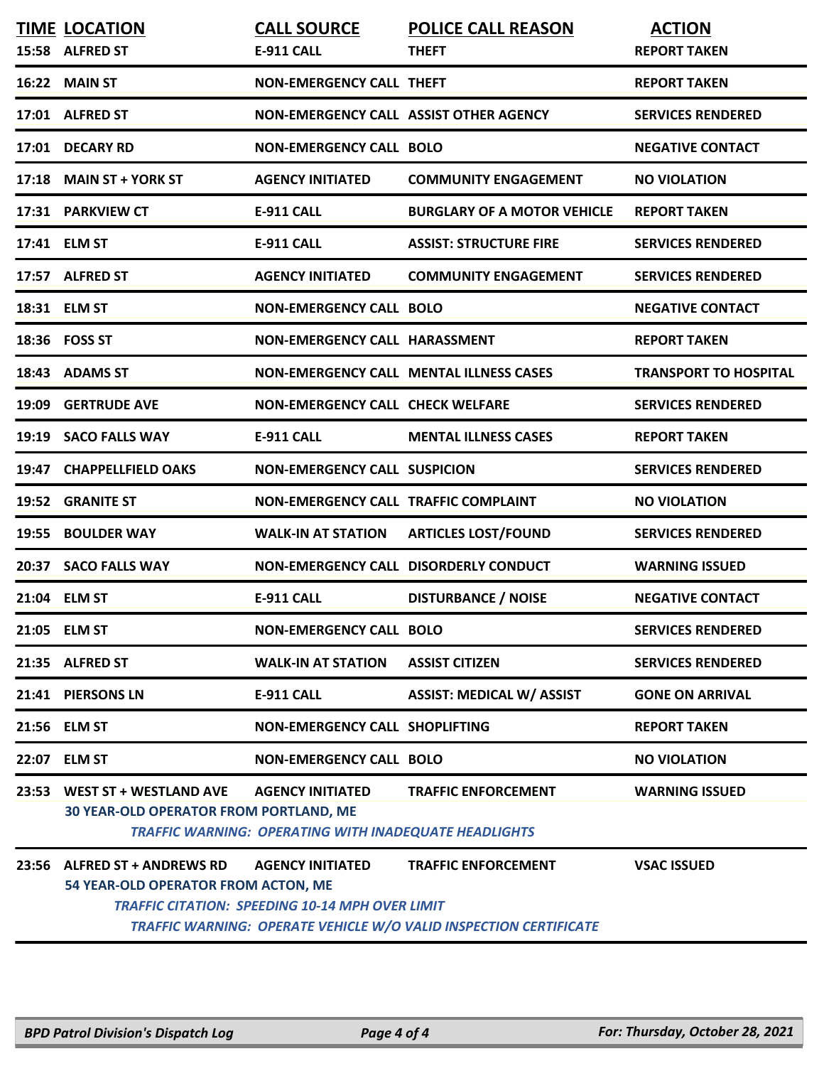| TIME | LOCATION | CALL SOURCE | POLICE CALL REASON | ACTION |
|---|---|---|---|---|
| 15:58 | ALFRED ST | E-911 CALL | THEFT | REPORT TAKEN |
| 16:22 | MAIN ST | NON-EMERGENCY CALL | THEFT | REPORT TAKEN |
| 17:01 | ALFRED ST | NON-EMERGENCY CALL | ASSIST OTHER AGENCY | SERVICES RENDERED |
| 17:01 | DECARY RD | NON-EMERGENCY CALL | BOLO | NEGATIVE CONTACT |
| 17:18 | MAIN ST + YORK ST | AGENCY INITIATED | COMMUNITY ENGAGEMENT | NO VIOLATION |
| 17:31 | PARKVIEW CT | E-911 CALL | BURGLARY OF A MOTOR VEHICLE | REPORT TAKEN |
| 17:41 | ELM ST | E-911 CALL | ASSIST: STRUCTURE FIRE | SERVICES RENDERED |
| 17:57 | ALFRED ST | AGENCY INITIATED | COMMUNITY ENGAGEMENT | SERVICES RENDERED |
| 18:31 | ELM ST | NON-EMERGENCY CALL | BOLO | NEGATIVE CONTACT |
| 18:36 | FOSS ST | NON-EMERGENCY CALL | HARASSMENT | REPORT TAKEN |
| 18:43 | ADAMS ST | NON-EMERGENCY CALL | MENTAL ILLNESS CASES | TRANSPORT TO HOSPITAL |
| 19:09 | GERTRUDE AVE | NON-EMERGENCY CALL | CHECK WELFARE | SERVICES RENDERED |
| 19:19 | SACO FALLS WAY | E-911 CALL | MENTAL ILLNESS CASES | REPORT TAKEN |
| 19:47 | CHAPPELLFIELD OAKS | NON-EMERGENCY CALL | SUSPICION | SERVICES RENDERED |
| 19:52 | GRANITE ST | NON-EMERGENCY CALL | TRAFFIC COMPLAINT | NO VIOLATION |
| 19:55 | BOULDER WAY | WALK-IN AT STATION | ARTICLES LOST/FOUND | SERVICES RENDERED |
| 20:37 | SACO FALLS WAY | NON-EMERGENCY CALL | DISORDERLY CONDUCT | WARNING ISSUED |
| 21:04 | ELM ST | E-911 CALL | DISTURBANCE / NOISE | NEGATIVE CONTACT |
| 21:05 | ELM ST | NON-EMERGENCY CALL | BOLO | SERVICES RENDERED |
| 21:35 | ALFRED ST | WALK-IN AT STATION | ASSIST CITIZEN | SERVICES RENDERED |
| 21:41 | PIERSONS LN | E-911 CALL | ASSIST: MEDICAL W/ ASSIST | GONE ON ARRIVAL |
| 21:56 | ELM ST | NON-EMERGENCY CALL | SHOPLIFTING | REPORT TAKEN |
| 22:07 | ELM ST | NON-EMERGENCY CALL | BOLO | NO VIOLATION |
| 23:53 | WEST ST + WESTLAND AVE | AGENCY INITIATED | TRAFFIC ENFORCEMENT | WARNING ISSUED |
| | 30 YEAR-OLD OPERATOR FROM PORTLAND, ME | | | |
| | *TRAFFIC WARNING: OPERATING WITH INADEQUATE HEADLIGHTS* | | | |
| 23:56 | ALFRED ST + ANDREWS RD | AGENCY INITIATED | TRAFFIC ENFORCEMENT | VSAC ISSUED |
| | 54 YEAR-OLD OPERATOR FROM ACTON, ME | | | |
| | *TRAFFIC CITATION: SPEEDING 10-14 MPH OVER LIMIT* | | | |
| | *TRAFFIC WARNING: OPERATE VEHICLE W/O VALID INSPECTION CERTIFICATE* | | | |